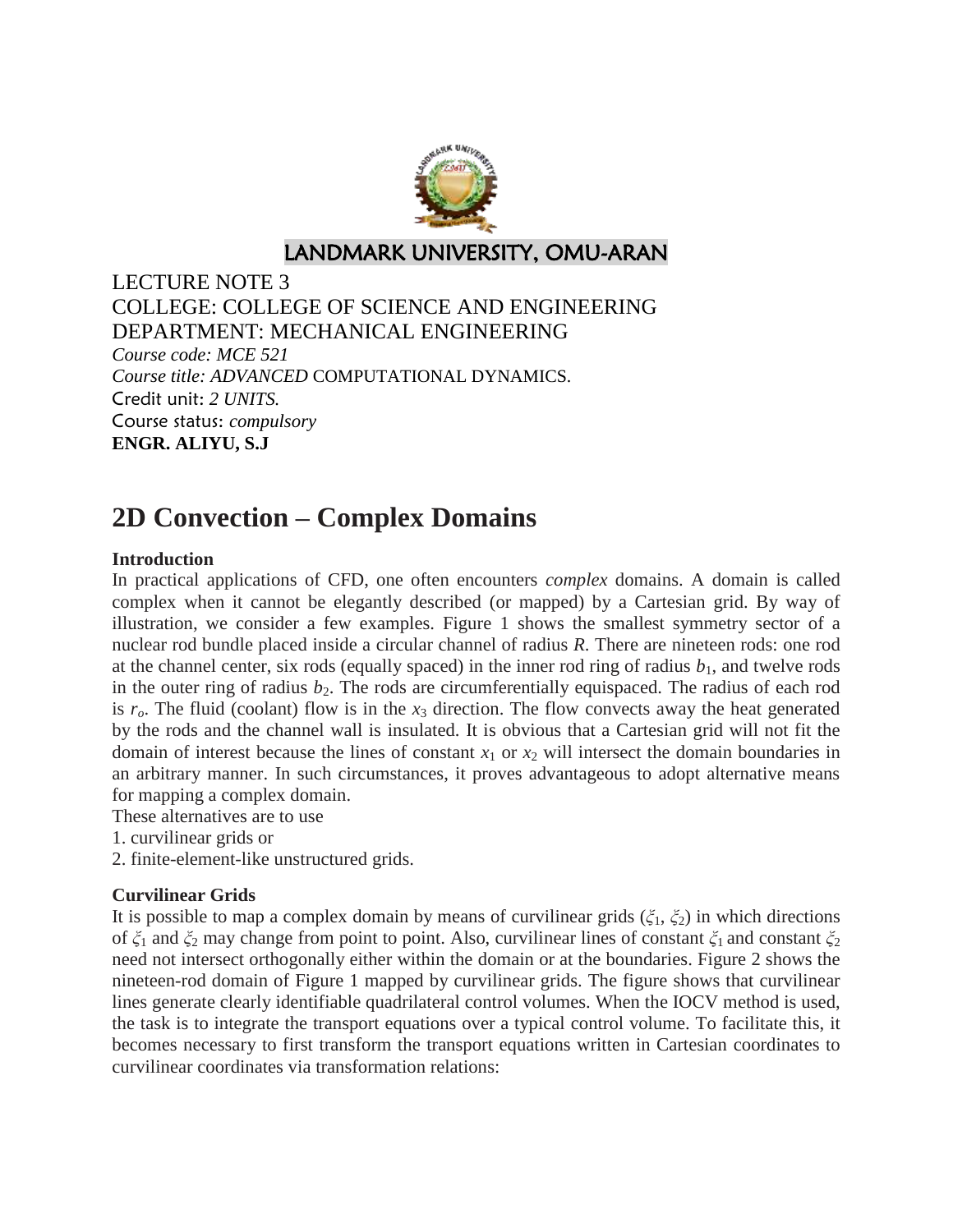LANDMARK UNIVERSITY, OMU-ARAN

LECTURE NOTE 3
COLLEGE: COLLEGE OF SCIENCE AND ENGINEERING
DEPARTMENT: MECHANICAL ENGINEERING
*Course code: MCE 521*
*Course title: ADVANCED* COMPUTATIONAL DYNAMICS.
Credit unit: *2 UNITS.*
Course status: *compulsory*
**ENGR. ALIYU, S.J**

# 2D Convection – Complex Domains

**Introduction**

In practical applications of CFD, one often encounters *complex* domains. A domain is called complex when it cannot be elegantly described (or mapped) by a Cartesian grid. By way of illustration, we consider a few examples. Figure 1 shows the smallest symmetry sector of a nuclear rod bundle placed inside a circular channel of radius $R$. There are nineteen rods: one rod at the channel center, six rods (equally spaced) in the inner rod ring of radius $b_1$, and twelve rods in the outer ring of radius $b_2$. The rods are circumferentially equispaced. The radius of each rod is $r_o$. The fluid (coolant) flow is in the $x_3$ direction. The flow convects away the heat generated by the rods and the channel wall is insulated. It is obvious that a Cartesian grid will not fit the domain of interest because the lines of constant $x_1$ or $x_2$ will intersect the domain boundaries in an arbitrary manner. In such circumstances, it proves advantageous to adopt alternative means for mapping a complex domain.

These alternatives are to use

1. curvilinear grids or
2. finite-element-like unstructured grids.

**Curvilinear Grids**

It is possible to map a complex domain by means of curvilinear grids ($\xi_1$, $\xi_2$) in which directions of $\xi_1$ and $\xi_2$ may change from point to point. Also, curvilinear lines of constant $\xi_1$ and constant $\xi_2$ need not intersect orthogonally either within the domain or at the boundaries. Figure 2 shows the nineteen-rod domain of Figure 1 mapped by curvilinear grids. The figure shows that curvilinear lines generate clearly identifiable quadrilateral control volumes. When the IOCV method is used, the task is to integrate the transport equations over a typical control volume. To facilitate this, it becomes necessary to first transform the transport equations written in Cartesian coordinates to curvilinear coordinates via transformation relations: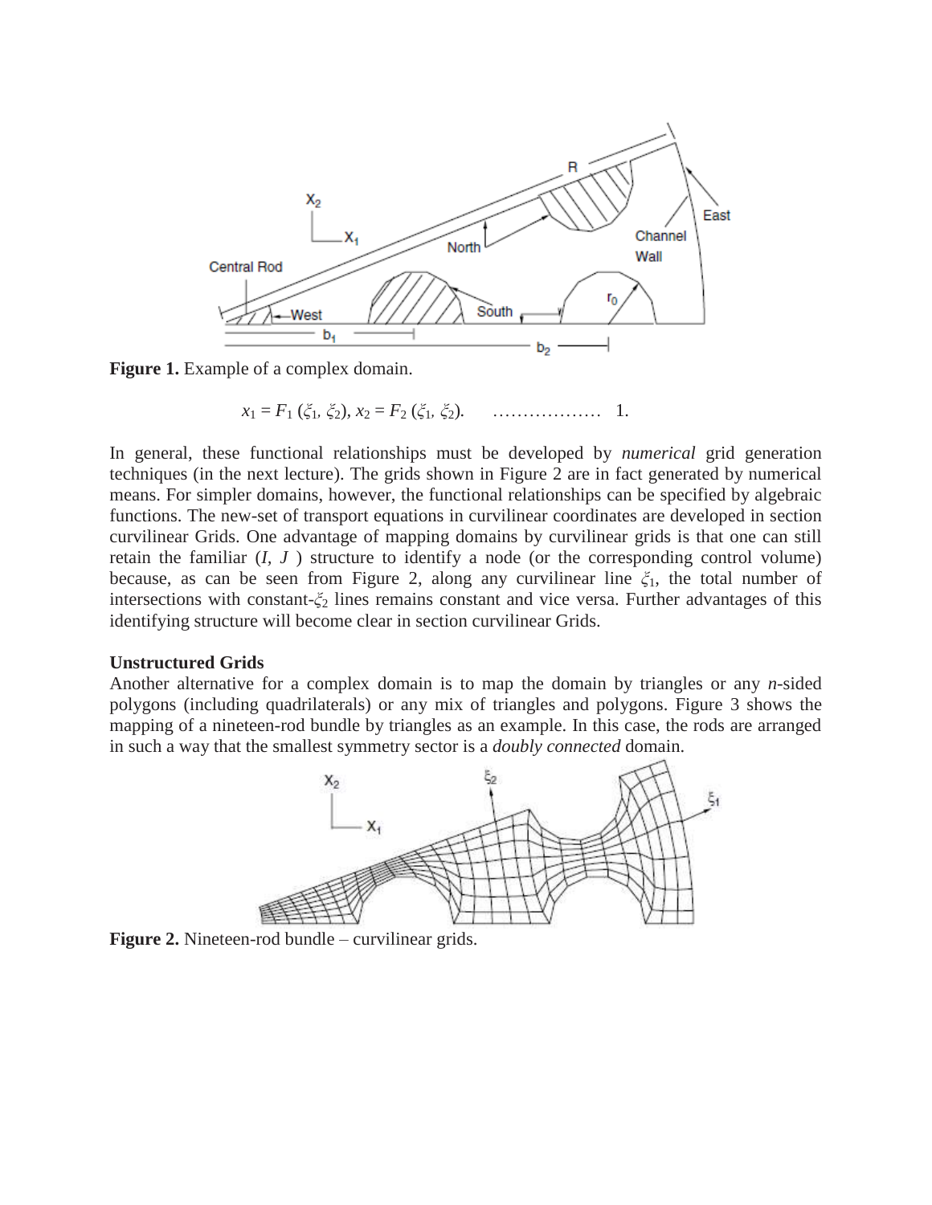**Figure 1.** Example of a complex domain.

$$x_1 = F_1(\xi_1, \xi_2),\ x_2 = F_2(\xi_1, \xi_2). \qquad \ldots\ldots\ldots\ldots\ldots\ldots \quad 1.$$

In general, these functional relationships must be developed by *numerical* grid generation techniques (in the next lecture). The grids shown in Figure 2 are in fact generated by numerical means. For simpler domains, however, the functional relationships can be specified by algebraic functions. The new-set of transport equations in curvilinear coordinates are developed in section curvilinear Grids. One advantage of mapping domains by curvilinear grids is that one can still retain the familiar ($I$, $J$ ) structure to identify a node (or the corresponding control volume) because, as can be seen from Figure 2, along any curvilinear line $\xi_1$, the total number of intersections with constant-$\xi_2$ lines remains constant and vice versa. Further advantages of this identifying structure will become clear in section curvilinear Grids.

**Unstructured Grids**

Another alternative for a complex domain is to map the domain by triangles or any *n*-sided polygons (including quadrilaterals) or any mix of triangles and polygons. Figure 3 shows the mapping of a nineteen-rod bundle by triangles as an example. In this case, the rods are arranged in such a way that the smallest symmetry sector is a *doubly connected* domain.

**Figure 2.** Nineteen-rod bundle – curvilinear grids.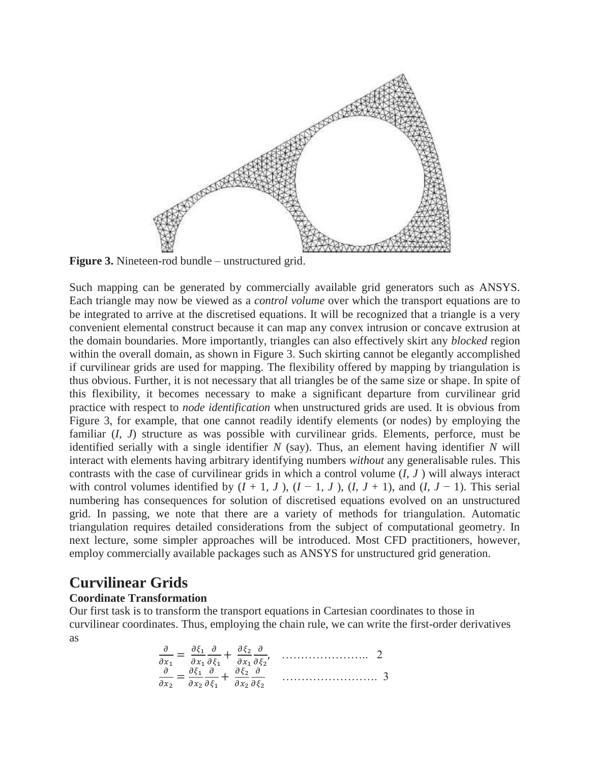**Figure 3.** Nineteen-rod bundle – unstructured grid.

Such mapping can be generated by commercially available grid generators such as ANSYS. Each triangle may now be viewed as a *control volume* over which the transport equations are to be integrated to arrive at the discretised equations. It will be recognized that a triangle is a very convenient elemental construct because it can map any convex intrusion or concave extrusion at the domain boundaries. More importantly, triangles can also effectively skirt any *blocked* region within the overall domain, as shown in Figure 3. Such skirting cannot be elegantly accomplished if curvilinear grids are used for mapping. The flexibility offered by mapping by triangulation is thus obvious. Further, it is not necessary that all triangles be of the same size or shape. In spite of this flexibility, it becomes necessary to make a significant departure from curvilinear grid practice with respect to *node identification* when unstructured grids are used. It is obvious from Figure 3, for example, that one cannot readily identify elements (or nodes) by employing the familiar ($I$, $J$) structure as was possible with curvilinear grids. Elements, perforce, must be identified serially with a single identifier $N$ (say). Thus, an element having identifier $N$ will interact with elements having arbitrary identifying numbers *without* any generalisable rules. This contrasts with the case of curvilinear grids in which a control volume ($I$, $J$ ) will always interact with control volumes identified by ($I + 1$, $J$ ), ($I - 1$, $J$ ), ($I$, $J + 1$), and ($I$, $J - 1$). This serial numbering has consequences for solution of discretised equations evolved on an unstructured grid. In passing, we note that there are a variety of methods for triangulation. Automatic triangulation requires detailed considerations from the subject of computational geometry. In next lecture, some simpler approaches will be introduced. Most CFD practitioners, however, employ commercially available packages such as ANSYS for unstructured grid generation.

# Curvilinear Grids

**Coordinate Transformation**

Our first task is to transform the transport equations in Cartesian coordinates to those in curvilinear coordinates. Thus, employing the chain rule, we can write the first-order derivatives as

$$\frac{\partial}{\partial x_1} = \frac{\partial \xi_1}{\partial x_1}\frac{\partial}{\partial \xi_1} + \frac{\partial \xi_2}{\partial x_1}\frac{\partial}{\partial \xi_2}, \quad \ldots\ldots\ldots\ldots\ldots\ldots\ldots.. \quad 2$$

$$\frac{\partial}{\partial x_2} = \frac{\partial \xi_1}{\partial x_2}\frac{\partial}{\partial \xi_1} + \frac{\partial \xi_2}{\partial x_2}\frac{\partial}{\partial \xi_2} \quad \ldots\ldots\ldots\ldots\ldots\ldots\ldots\ldots. \quad 3$$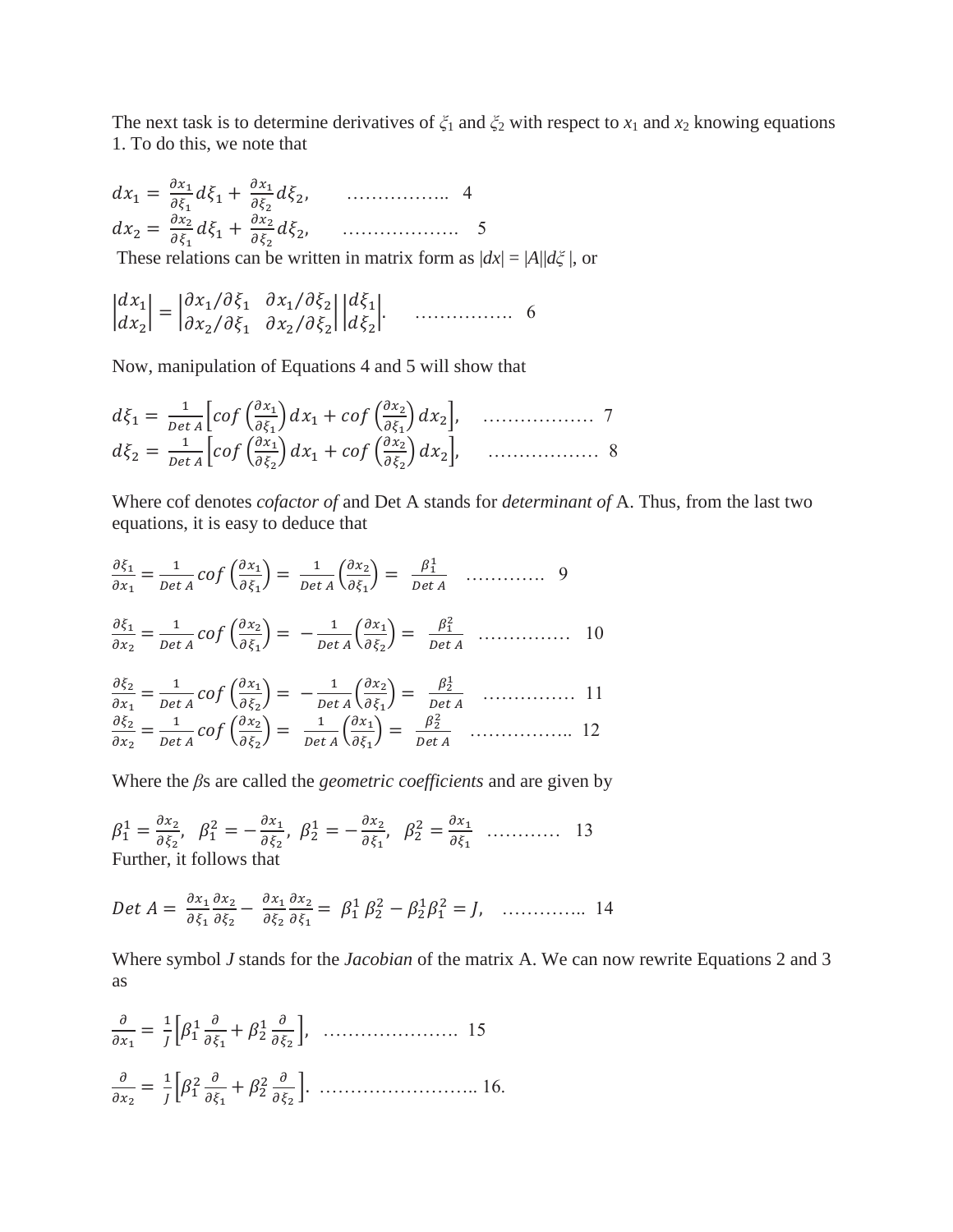The next task is to determine derivatives of $\xi_1$ and $\xi_2$ with respect to $x_1$ and $x_2$ knowing equations 1. To do this, we note that

$$dx_1 = \frac{\partial x_1}{\partial \xi_1} d\xi_1 + \frac{\partial x_1}{\partial \xi_2} d\xi_2, \qquad \text{……………..} \quad 4$$

$$dx_2 = \frac{\partial x_2}{\partial \xi_1} d\xi_1 + \frac{\partial x_2}{\partial \xi_2} d\xi_2, \qquad \text{……………….} \quad 5$$

These relations can be written in matrix form as $|dx| = |A||d\xi|$, or

$$\begin{vmatrix} dx_1 \\ dx_2 \end{vmatrix} = \begin{vmatrix} \partial x_1/\partial \xi_1 & \partial x_1/\partial \xi_2 \\ \partial x_2/\partial \xi_1 & \partial x_2/\partial \xi_2 \end{vmatrix} \begin{vmatrix} d\xi_1 \\ d\xi_2 \end{vmatrix}. \qquad \text{…………….} \quad 6$$

Now, manipulation of Equations 4 and 5 will show that

$$d\xi_1 = \frac{1}{Det\ A}\left[cof\left(\frac{\partial x_1}{\partial \xi_1}\right) dx_1 + cof\left(\frac{\partial x_2}{\partial \xi_1}\right) dx_2\right], \qquad \text{………………} \quad 7$$

$$d\xi_2 = \frac{1}{Det\ A}\left[cof\left(\frac{\partial x_1}{\partial \xi_2}\right) dx_1 + cof\left(\frac{\partial x_2}{\partial \xi_2}\right) dx_2\right], \qquad \text{………………} \quad 8$$

Where cof denotes *cofactor of* and Det A stands for *determinant of* A. Thus, from the last two equations, it is easy to deduce that

$$\frac{\partial \xi_1}{\partial x_1} = \frac{1}{Det\ A} cof\left(\frac{\partial x_1}{\partial \xi_1}\right) = \frac{1}{Det\ A}\left(\frac{\partial x_2}{\partial \xi_1}\right) = \frac{\beta_1^1}{Det\ A} \qquad \text{…………} \quad 9$$

$$\frac{\partial \xi_1}{\partial x_2} = \frac{1}{Det\ A} cof\left(\frac{\partial x_2}{\partial \xi_1}\right) = -\frac{1}{Det\ A}\left(\frac{\partial x_1}{\partial \xi_2}\right) = \frac{\beta_1^2}{Det\ A} \qquad \text{……………} \quad 10$$

$$\frac{\partial \xi_2}{\partial x_1} = \frac{1}{Det\ A} cof\left(\frac{\partial x_1}{\partial \xi_2}\right) = -\frac{1}{Det\ A}\left(\frac{\partial x_2}{\partial \xi_1}\right) = \frac{\beta_2^1}{Det\ A} \qquad \text{……………} \quad 11$$

$$\frac{\partial \xi_2}{\partial x_2} = \frac{1}{Det\ A} cof\left(\frac{\partial x_2}{\partial \xi_2}\right) = \frac{1}{Det\ A}\left(\frac{\partial x_1}{\partial \xi_1}\right) = \frac{\beta_2^2}{Det\ A} \qquad \text{……………..} \quad 12$$

Where the $\beta$s are called the *geometric coefficients* and are given by

$$\beta_1^1 = \frac{\partial x_2}{\partial \xi_2},\ \ \beta_1^2 = -\frac{\partial x_1}{\partial \xi_2},\ \ \beta_2^1 = -\frac{\partial x_2}{\partial \xi_1},\ \ \beta_2^2 = \frac{\partial x_1}{\partial \xi_1} \qquad \text{…………} \quad 13$$

Further, it follows that

$$Det\ A = \frac{\partial x_1}{\partial \xi_1}\frac{\partial x_2}{\partial \xi_2} - \frac{\partial x_1}{\partial \xi_2}\frac{\partial x_2}{\partial \xi_1} = \beta_1^1 \beta_2^2 - \beta_2^1 \beta_1^2 = J, \qquad \text{…………..} \quad 14$$

Where symbol $J$ stands for the *Jacobian* of the matrix A. We can now rewrite Equations 2 and 3 as

$$\frac{\partial}{\partial x_1} = \frac{1}{J}\left[\beta_1^1 \frac{\partial}{\partial \xi_1} + \beta_2^1 \frac{\partial}{\partial \xi_2}\right], \qquad \text{………………….} \quad 15$$

$$\frac{\partial}{\partial x_2} = \frac{1}{J}\left[\beta_1^2 \frac{\partial}{\partial \xi_1} + \beta_2^2 \frac{\partial}{\partial \xi_2}\right]. \qquad \text{……………………..} \quad 16.$$